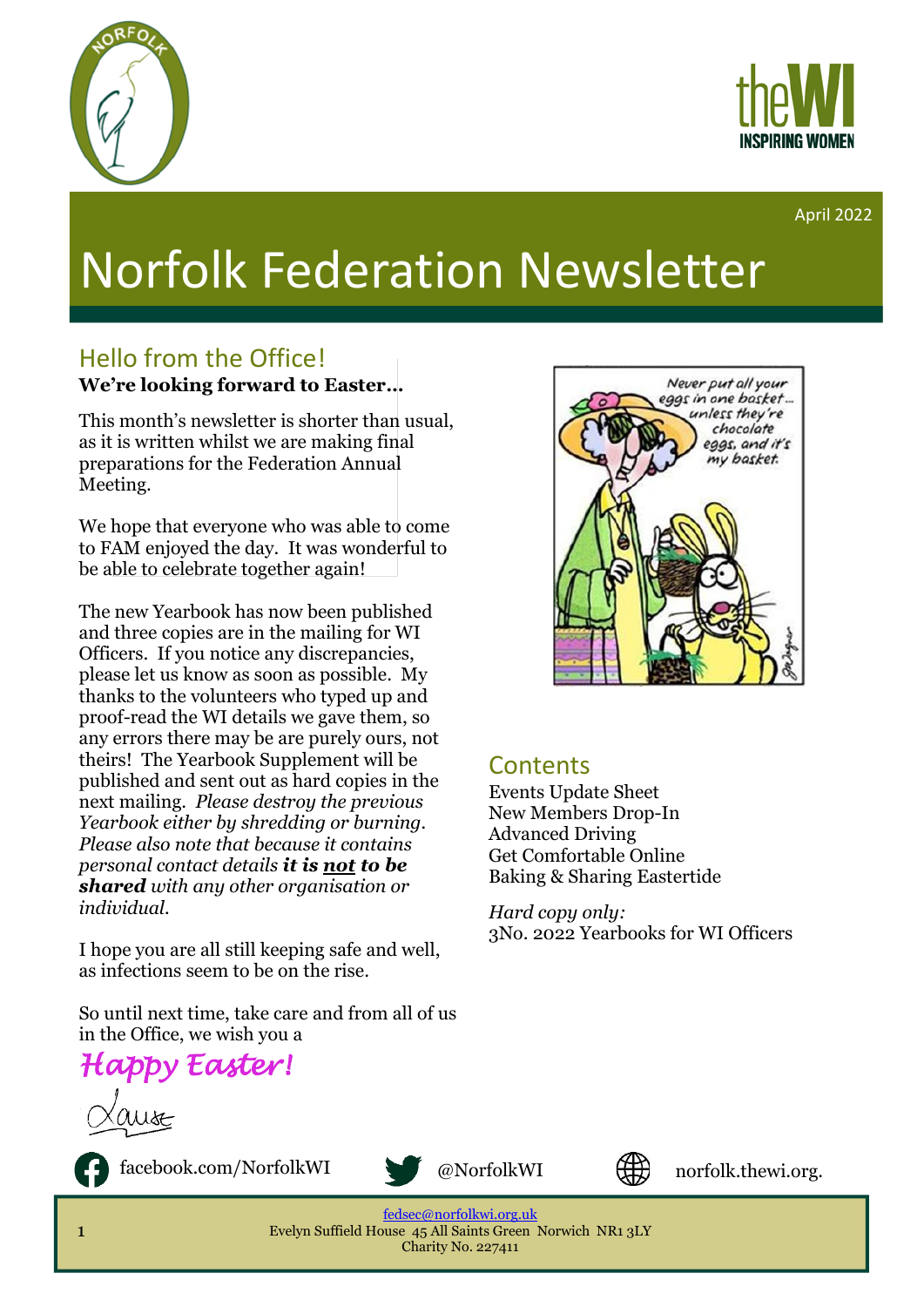April 2022

# Norfolk Federation Newsletter

## Hello from the Office!

**We're looking forward to Easter…**

This month's newsletter is shorter than usual, as it is written whilst we are making final preparations for the Federation Annual Meeting.

We hope that everyone who was able to come to FAM enjoyed the day. It was wonderful to be able to celebrate together again!

The new Yearbook has now been published and three copies are in the mailing for WI Officers. If you notice any discrepancies, please let us know as soon as possible. My thanks to the volunteers who typed up and proof-read the WI details we gave them, so any errors there may be are purely ours, not theirs! The Yearbook Supplement will be published and sent out as hard copies in the next mailing. *Please destroy the previous Yearbook either by shredding or burning. Please also note that because it contains personal contact details **it is <u>not</u> to be shared** with any other organisation or individual.*

I hope you are all still keeping safe and well, as infections seem to be on the rise.

So until next time, take care and from all of us in the Office, we wish you a

*Happy Easter!*

Louise

## Contents

Events Update Sheet
New Members Drop-In
Advanced Driving
Get Comfortable Online
Baking & Sharing Eastertide

*Hard copy only:*
3No. 2022 Yearbooks for WI Officers

facebook.com/NorfolkWI @NorfolkWI norfolk.thewi.org.

fedsec@norfolkwi.org.uk
Evelyn Suffield House 45 All Saints Green Norwich NR1 3LY
Charity No. 227411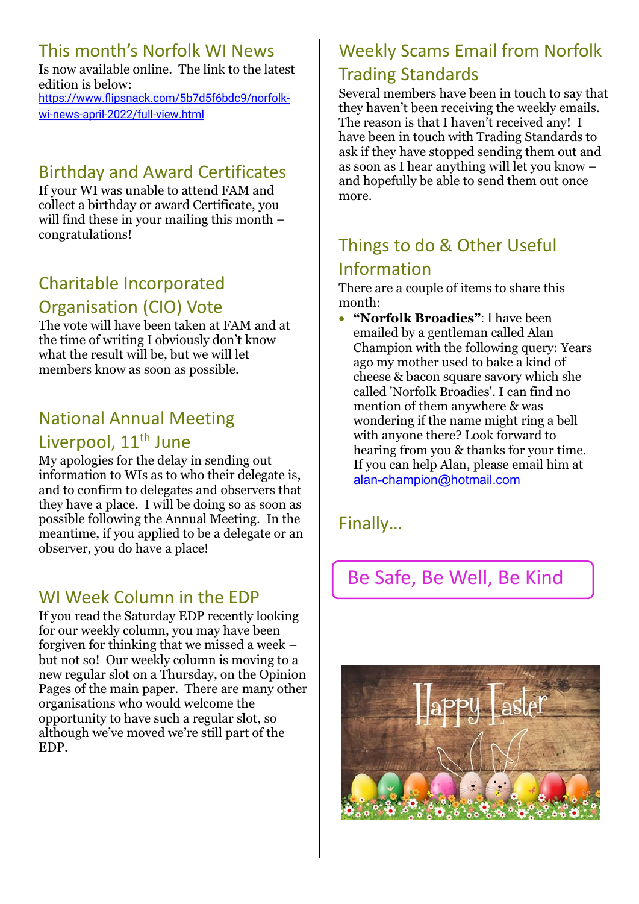## This month's Norfolk WI News

Is now available online. The link to the latest edition is below:
https://www.flipsnack.com/5b7d5f6bdc9/norfolk-wi-news-april-2022/full-view.html

## Birthday and Award Certificates

If your WI was unable to attend FAM and collect a birthday or award Certificate, you will find these in your mailing this month – congratulations!

## Charitable Incorporated Organisation (CIO) Vote

The vote will have been taken at FAM and at the time of writing I obviously don't know what the result will be, but we will let members know as soon as possible.

## National Annual Meeting Liverpool, 11th June

My apologies for the delay in sending out information to WIs as to who their delegate is, and to confirm to delegates and observers that they have a place. I will be doing so as soon as possible following the Annual Meeting. In the meantime, if you applied to be a delegate or an observer, you do have a place!

## WI Week Column in the EDP

If you read the Saturday EDP recently looking for our weekly column, you may have been forgiven for thinking that we missed a week – but not so! Our weekly column is moving to a new regular slot on a Thursday, on the Opinion Pages of the main paper. There are many other organisations who would welcome the opportunity to have such a regular slot, so although we've moved we're still part of the EDP.

## Weekly Scams Email from Norfolk Trading Standards

Several members have been in touch to say that they haven't been receiving the weekly emails. The reason is that I haven't received any! I have been in touch with Trading Standards to ask if they have stopped sending them out and as soon as I hear anything will let you know – and hopefully be able to send them out once more.

## Things to do & Other Useful Information

There are a couple of items to share this month:

- **"Norfolk Broadies"**: I have been emailed by a gentleman called Alan Champion with the following query: Years ago my mother used to bake a kind of cheese & bacon square savory which she called 'Norfolk Broadies'. I can find no mention of them anywhere & was wondering if the name might ring a bell with anyone there? Look forward to hearing from you & thanks for your time. If you can help Alan, please email him at alan-champion@hotmail.com

## Finally…

Be Safe, Be Well, Be Kind

Happy Easter